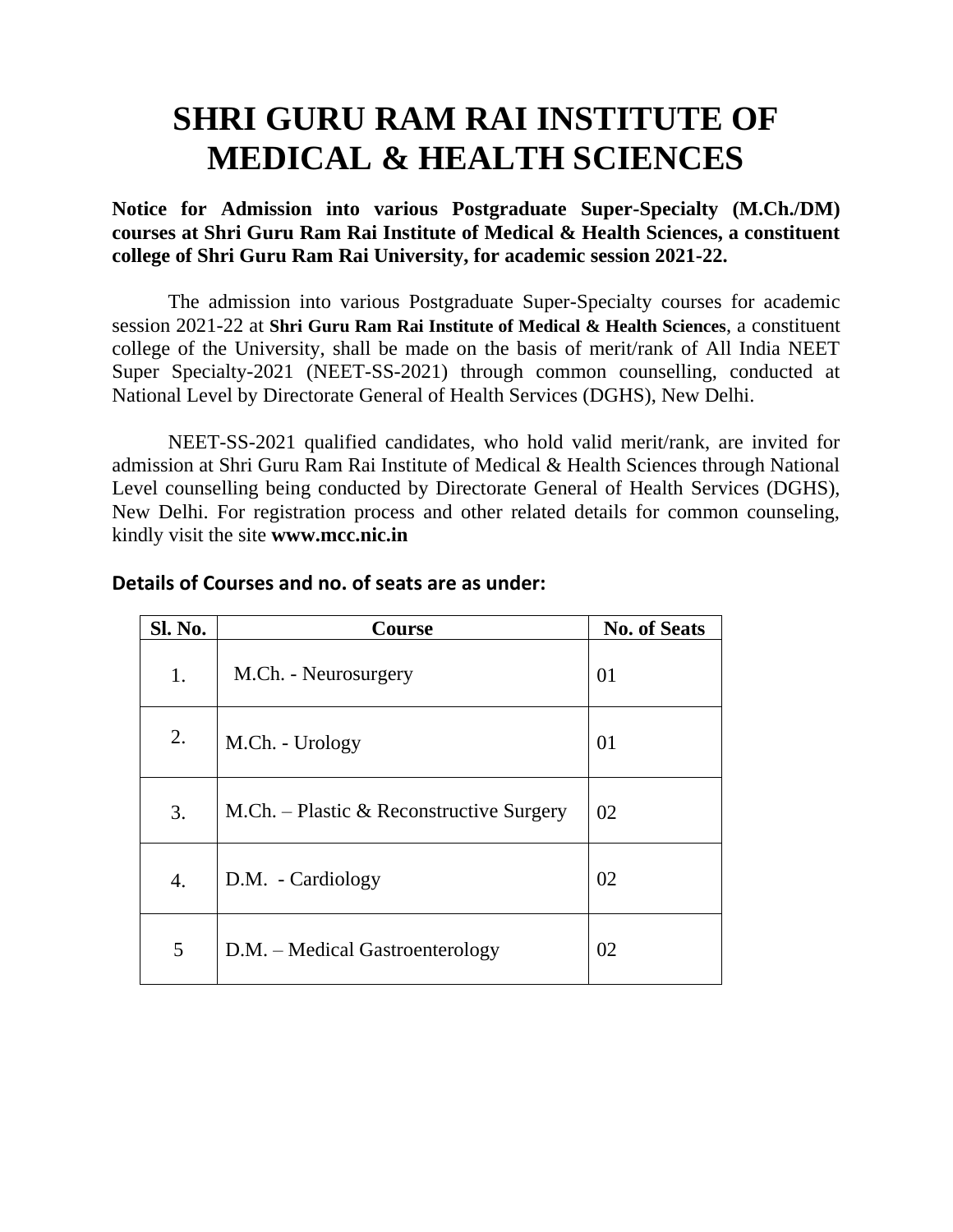# SHRI GURU RAM RAI INSTITUTE OF MEDICAL & HEALTH SCIENCES

**Notice for Admission into various Postgraduate Super-Specialty (M.Ch./DM) courses at Shri Guru Ram Rai Institute of Medical & Health Sciences, a constituent college of Shri Guru Ram Rai University, for academic session 2021-22.**

The admission into various Postgraduate Super-Specialty courses for academic session 2021-22 at **Shri Guru Ram Rai Institute of Medical & Health Sciences**, a constituent college of the University, shall be made on the basis of merit/rank of All India NEET Super Specialty-2021 (NEET-SS-2021) through common counselling, conducted at National Level by Directorate General of Health Services (DGHS), New Delhi.

NEET-SS-2021 qualified candidates, who hold valid merit/rank, are invited for admission at Shri Guru Ram Rai Institute of Medical & Health Sciences through National Level counselling being conducted by Directorate General of Health Services (DGHS), New Delhi. For registration process and other related details for common counseling, kindly visit the site **www.mcc.nic.in**

### Details of Courses and no. of seats are as under:

| Sl. No. | Course | No. of Seats |
|---|---|---|
| 1. | M.Ch. - Neurosurgery | 01 |
| 2. | M.Ch. - Urology | 01 |
| 3. | M.Ch. – Plastic & Reconstructive Surgery | 02 |
| 4. | D.M. - Cardiology | 02 |
| 5 | D.M. – Medical Gastroenterology | 02 |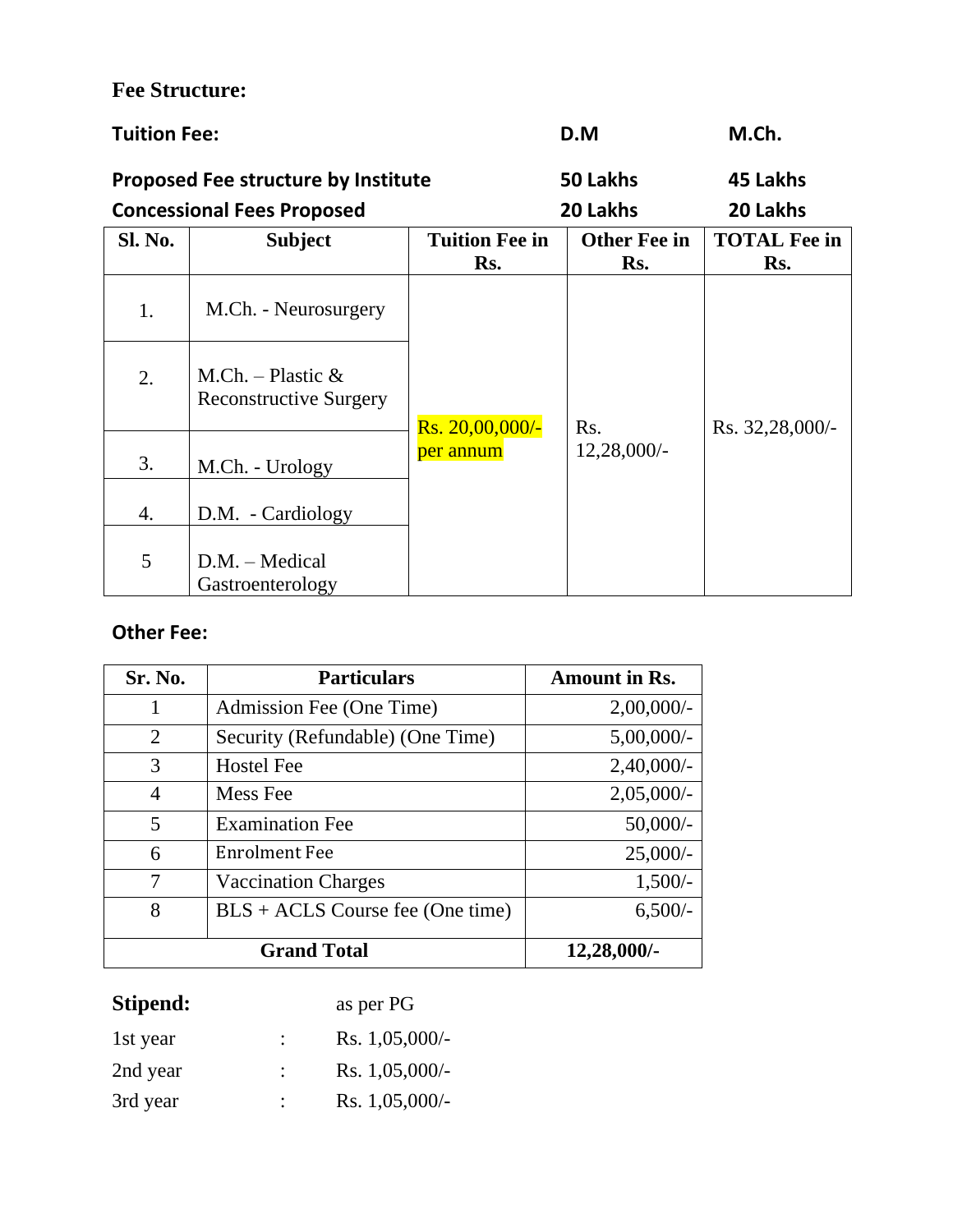**Fee Structure:**

**Tuition Fee:** **D.M** **M.Ch.**

| | D.M | M.Ch. |
|---|---|---|
| **Proposed Fee structure by Institute** | **50 Lakhs** | **45 Lakhs** |
| **Concessional Fees Proposed** | **20 Lakhs** | **20 Lakhs** |

| Sl. No. | Subject | Tuition Fee in Rs. | Other Fee in Rs. | TOTAL Fee in Rs. |
|---|---|---|---|---|
| 1. | M.Ch. - Neurosurgery | Rs. 20,00,000/- per annum | Rs. 12,28,000/- | Rs. 32,28,000/- |
| 2. | M.Ch. – Plastic & Reconstructive Surgery | | | |
| 3. | M.Ch. - Urology | | | |
| 4. | D.M. - Cardiology | | | |
| 5 | D.M. – Medical Gastroenterology | | | |

**Other Fee:**

| Sr. No. | Particulars | Amount in Rs. |
|---|---|---|
| 1 | Admission Fee (One Time) | 2,00,000/- |
| 2 | Security (Refundable) (One Time) | 5,00,000/- |
| 3 | Hostel Fee | 2,40,000/- |
| 4 | Mess Fee | 2,05,000/- |
| 5 | Examination Fee | 50,000/- |
| 6 | Enrolment Fee | 25,000/- |
| 7 | Vaccination Charges | 1,500/- |
| 8 | BLS + ACLS Course fee (One time) | 6,500/- |
| **Grand Total** | | **12,28,000/-** |

**Stipend:** as per PG

1st year : Rs. 1,05,000/-

2nd year : Rs. 1,05,000/-

3rd year : Rs. 1,05,000/-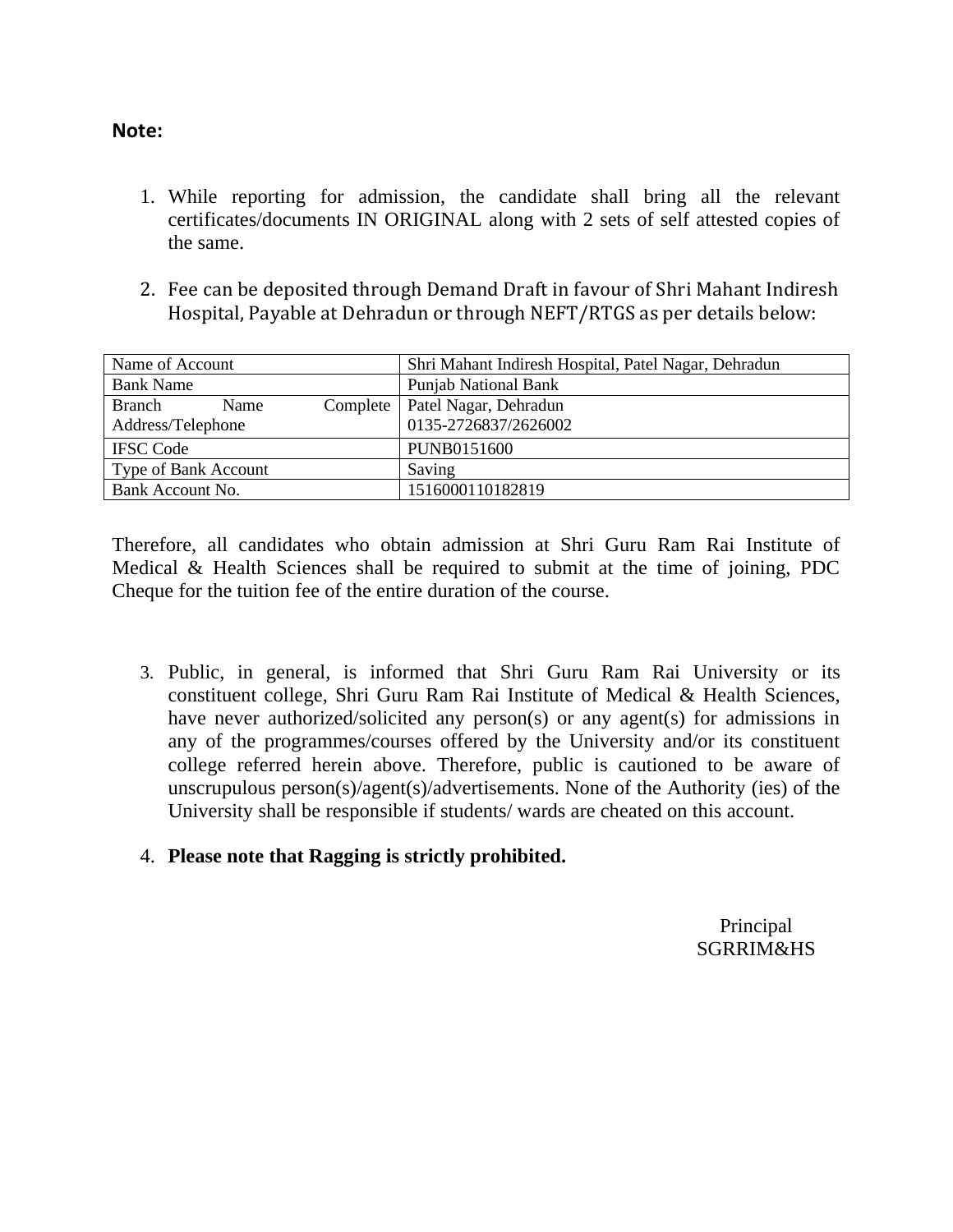**Note:**

1. While reporting for admission, the candidate shall bring all the relevant certificates/documents IN ORIGINAL along with 2 sets of self attested copies of the same.

2. Fee can be deposited through Demand Draft in favour of Shri Mahant Indiresh Hospital, Payable at Dehradun or through NEFT/RTGS as per details below:

| | |
|---|---|
| Name of Account | Shri Mahant Indiresh Hospital, Patel Nagar, Dehradun |
| Bank Name | Punjab National Bank |
| Branch Name Complete Address/Telephone | Patel Nagar, Dehradun<br>0135-2726837/2626002 |
| IFSC Code | PUNB0151600 |
| Type of Bank Account | Saving |
| Bank Account No. | 1516000110182819 |

Therefore, all candidates who obtain admission at Shri Guru Ram Rai Institute of Medical & Health Sciences shall be required to submit at the time of joining, PDC Cheque for the tuition fee of the entire duration of the course.

3. Public, in general, is informed that Shri Guru Ram Rai University or its constituent college, Shri Guru Ram Rai Institute of Medical & Health Sciences, have never authorized/solicited any person(s) or any agent(s) for admissions in any of the programmes/courses offered by the University and/or its constituent college referred herein above. Therefore, public is cautioned to be aware of unscrupulous person(s)/agent(s)/advertisements. None of the Authority (ies) of the University shall be responsible if students/ wards are cheated on this account.

4. **Please note that Ragging is strictly prohibited.**

Principal
SGRRIM&HS